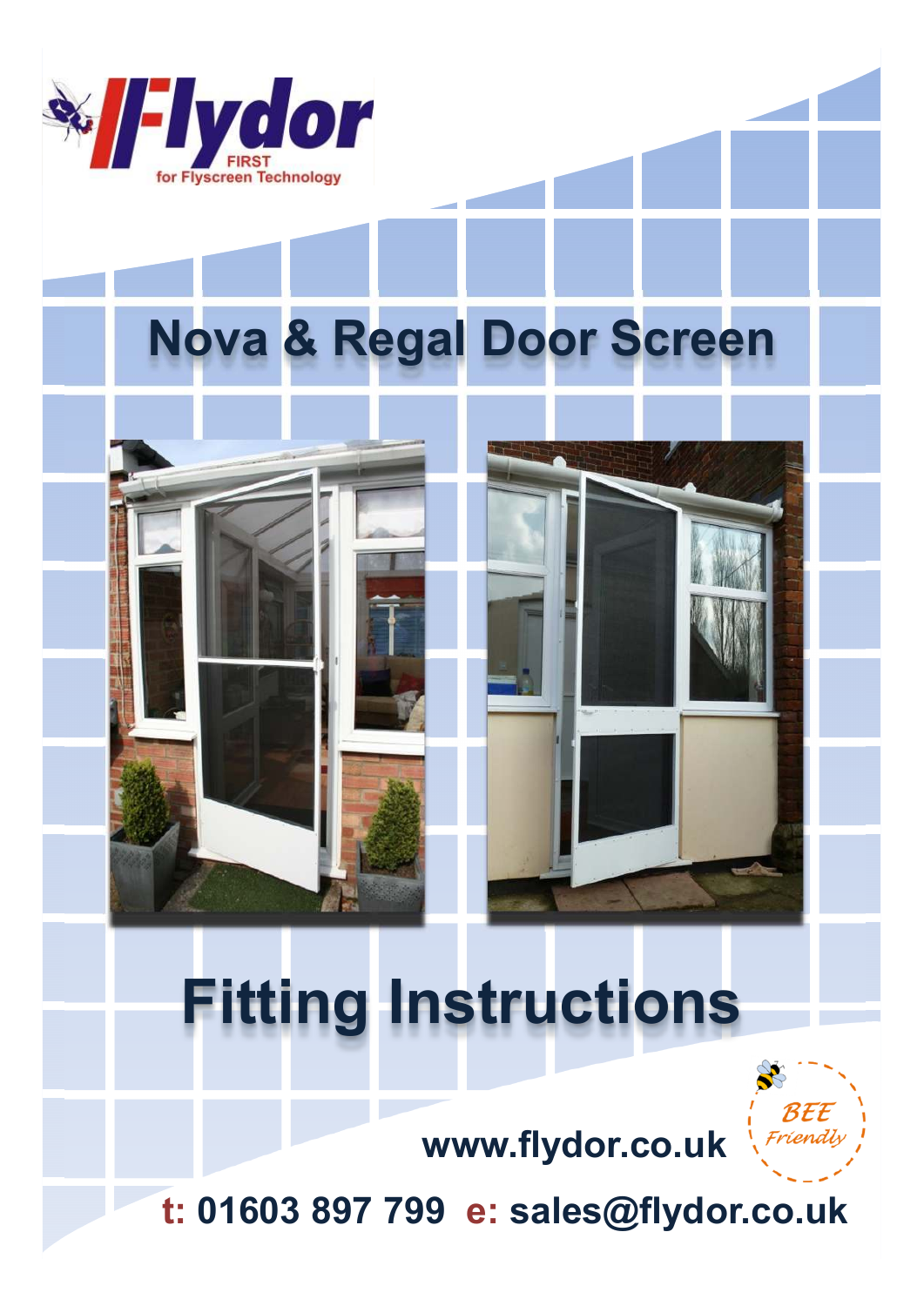Flydor

FIRST for Flyscreen Technology

# Nova & Regal Door Screen

# Fitting Instructions

BEE Friendly

www.flydor.co.uk

**t:** 01603 897 799 **e:** sales@flydor.co.uk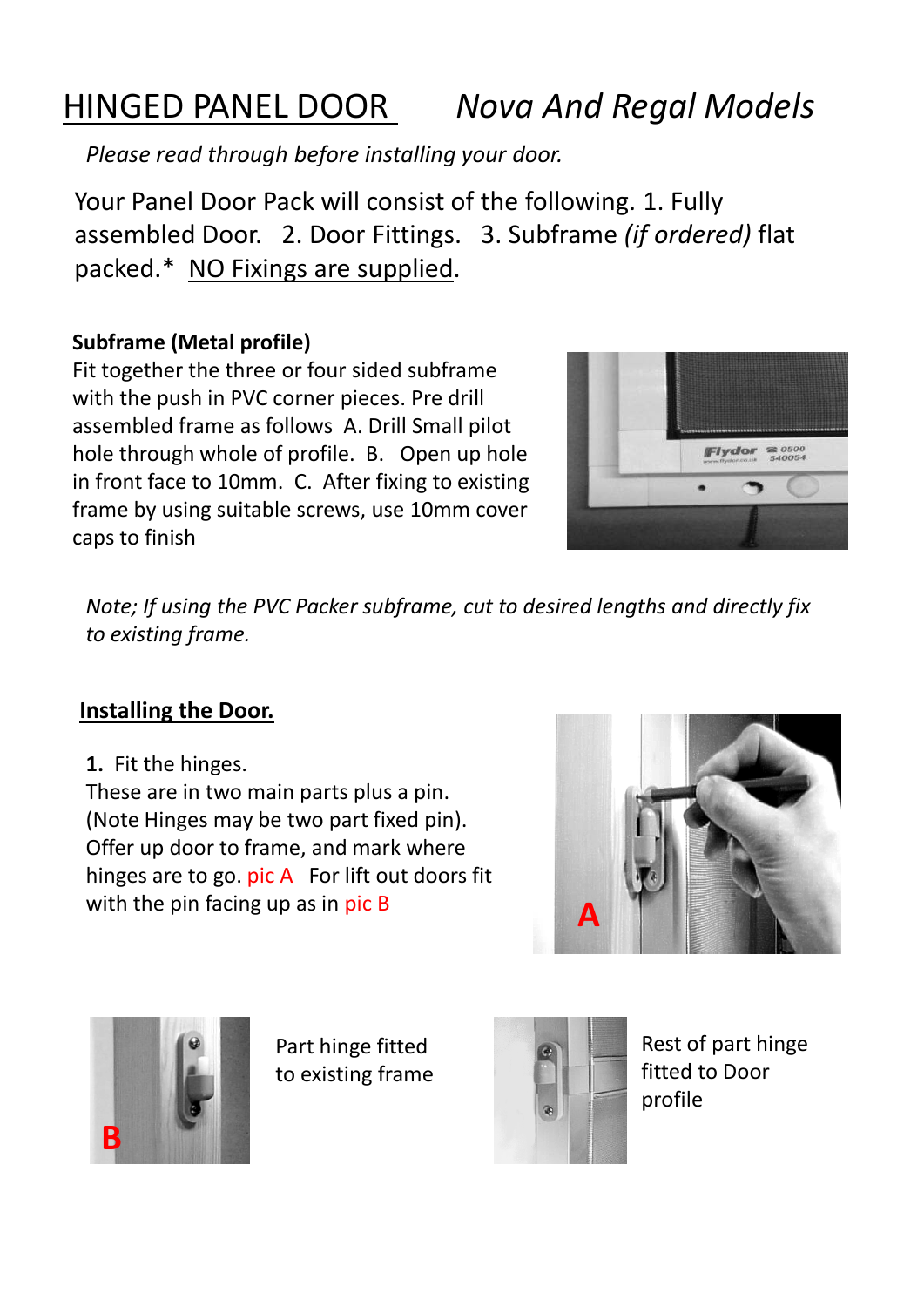# HINGED PANEL DOOR *Nova And Regal Models*

*Please read through before installing your door.*

Your Panel Door Pack will consist of the following. 1. Fully assembled Door. 2. Door Fittings. 3. Subframe *(if ordered)* flat packed.* NO Fixings are supplied.

**Subframe (Metal profile)**

Fit together the three or four sided subframe with the push in PVC corner pieces. Pre drill assembled frame as follows A. Drill Small pilot hole through whole of profile. B. Open up hole in front face to 10mm. C. After fixing to existing frame by using suitable screws, use 10mm cover caps to finish

*Note; If using the PVC Packer subframe, cut to desired lengths and directly fix to existing frame.*

## Installing the Door.

**1.** Fit the hinges.
These are in two main parts plus a pin. (Note Hinges may be two part fixed pin). Offer up door to frame, and mark where hinges are to go. pic A For lift out doors fit with the pin facing up as in pic B

A

B

Part hinge fitted to existing frame

Rest of part hinge fitted to Door profile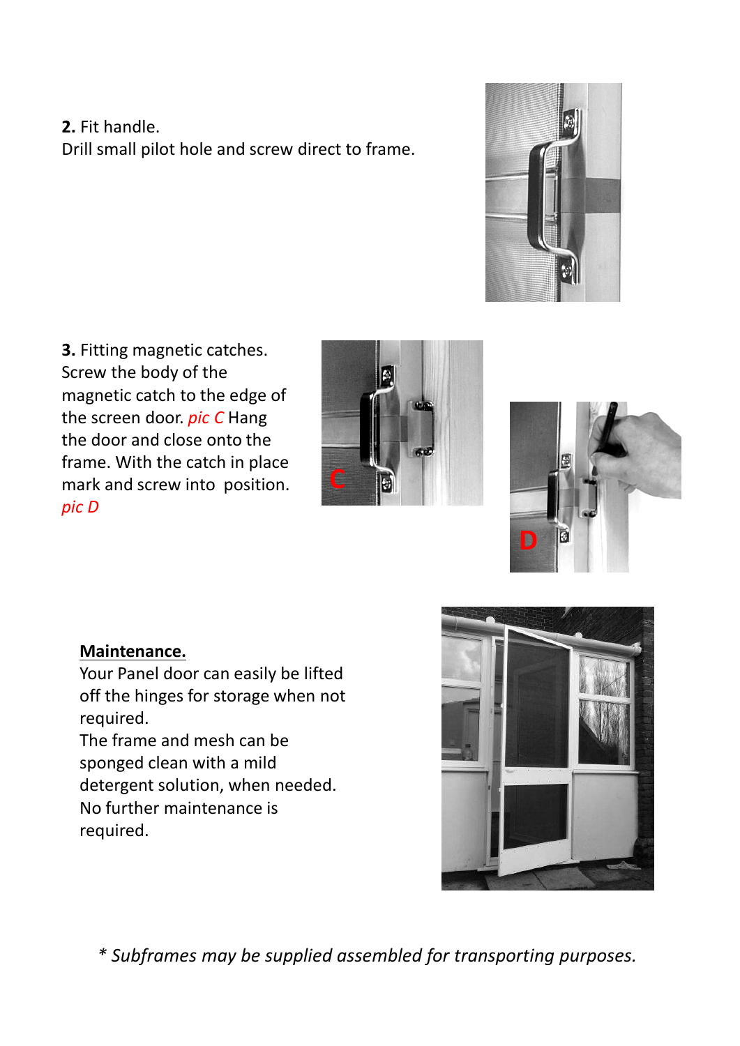**2.** Fit handle.
Drill small pilot hole and screw direct to frame.

**3.** Fitting magnetic catches.
Screw the body of the magnetic catch to the edge of the screen door. *pic C* Hang the door and close onto the frame. With the catch in place mark and screw into position. *pic D*

**Maintenance.**
Your Panel door can easily be lifted off the hinges for storage when not required.
The frame and mesh can be sponged clean with a mild detergent solution, when needed.
No further maintenance is required.

*\* Subframes may be supplied assembled for transporting purposes.*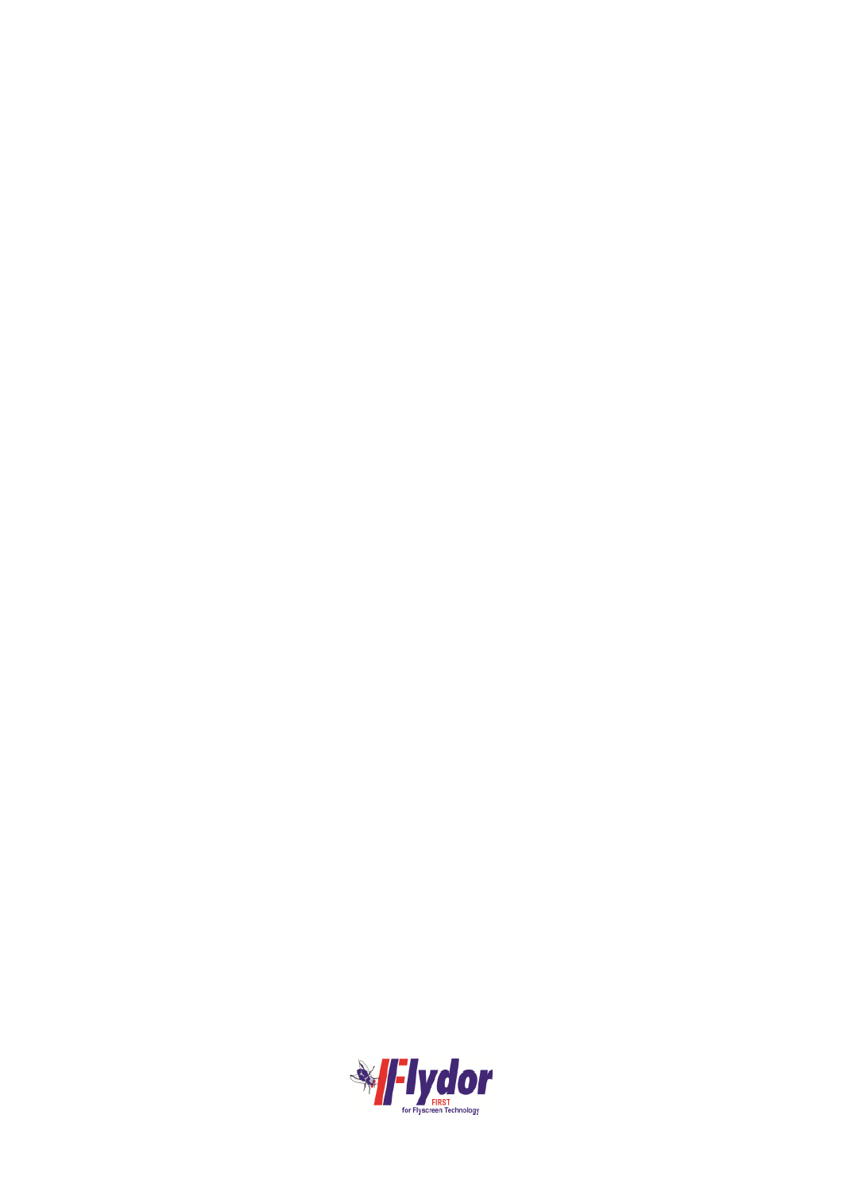Flydor

FIRST

for Flyscreen Technology